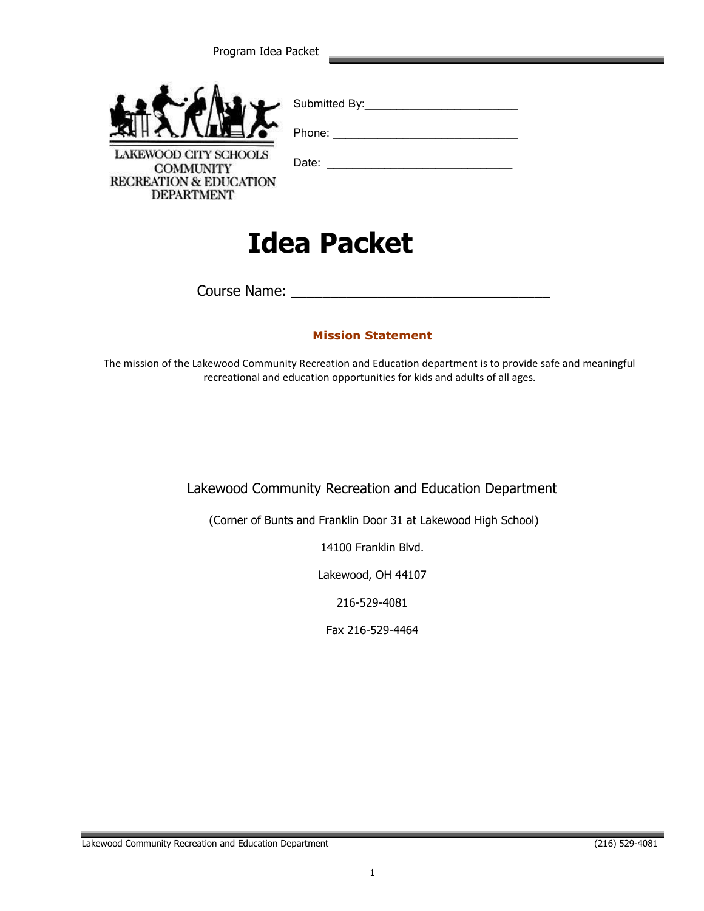LAKEWOOD CITY SCHOOLS COMMUNITY RECREATION & EDUCATION DEPARTMENT

Submitted By:________________________

Phone: ____________________________

Date: ____________________________

# Idea Packet

Course Name: ________________________________

### Mission Statement

The mission of the Lakewood Community Recreation and Education department is to provide safe and meaningful recreational and education opportunities for kids and adults of all ages.

Lakewood Community Recreation and Education Department

(Corner of Bunts and Franklin Door 31 at Lakewood High School)

14100 Franklin Blvd.

Lakewood, OH 44107

216-529-4081

Fax 216-529-4464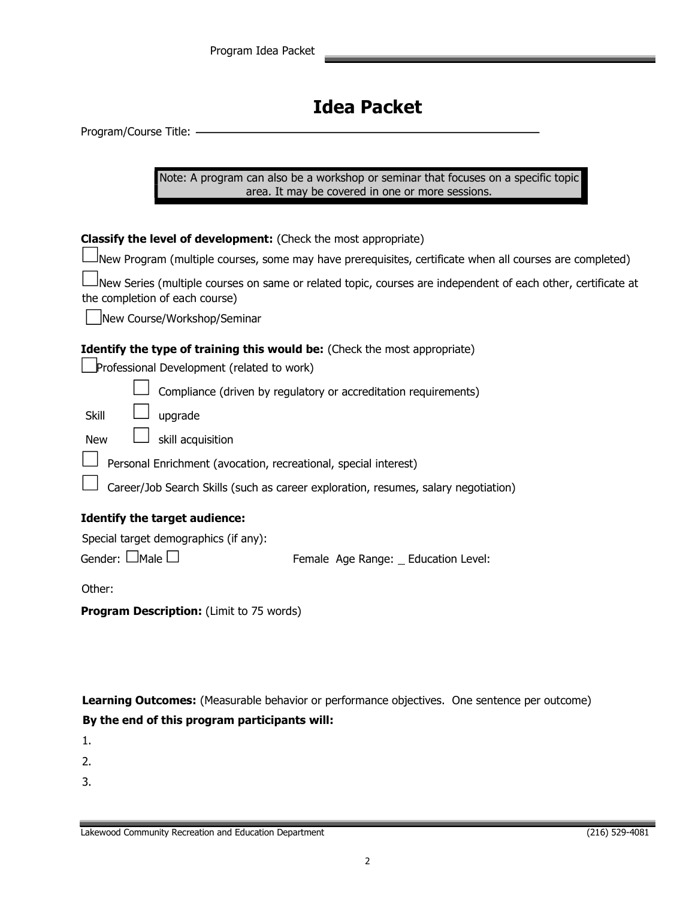# Idea Packet

Program/Course Title: ______________________________________________

> Note: A program can also be a workshop or seminar that focuses on a specific topic area. It may be covered in one or more sessions.

**Classify the level of development:** (Check the most appropriate)

☐ New Program (multiple courses, some may have prerequisites, certificate when all courses are completed)

☐ New Series (multiple courses on same or related topic, courses are independent of each other, certificate at the completion of each course)

☐ New Course/Workshop/Seminar

**Identify the type of training this would be:** (Check the most appropriate)

☐ Professional Development (related to work)

☐ Compliance (driven by regulatory or accreditation requirements)

Skill ☐ upgrade

New ☐ skill acquisition

☐ Personal Enrichment (avocation, recreational, special interest)

☐ Career/Job Search Skills (such as career exploration, resumes, salary negotiation)

**Identify the target audience:**

Special target demographics (if any):

Gender: ☐ Male ☐ Female Age Range: _ Education Level:

Other:

**Program Description:** (Limit to 75 words)

**Learning Outcomes:** (Measurable behavior or performance objectives. One sentence per outcome)

**By the end of this program participants will:**

1.

2.

3.

Lakewood Community Recreation and Education Department (216) 529-4081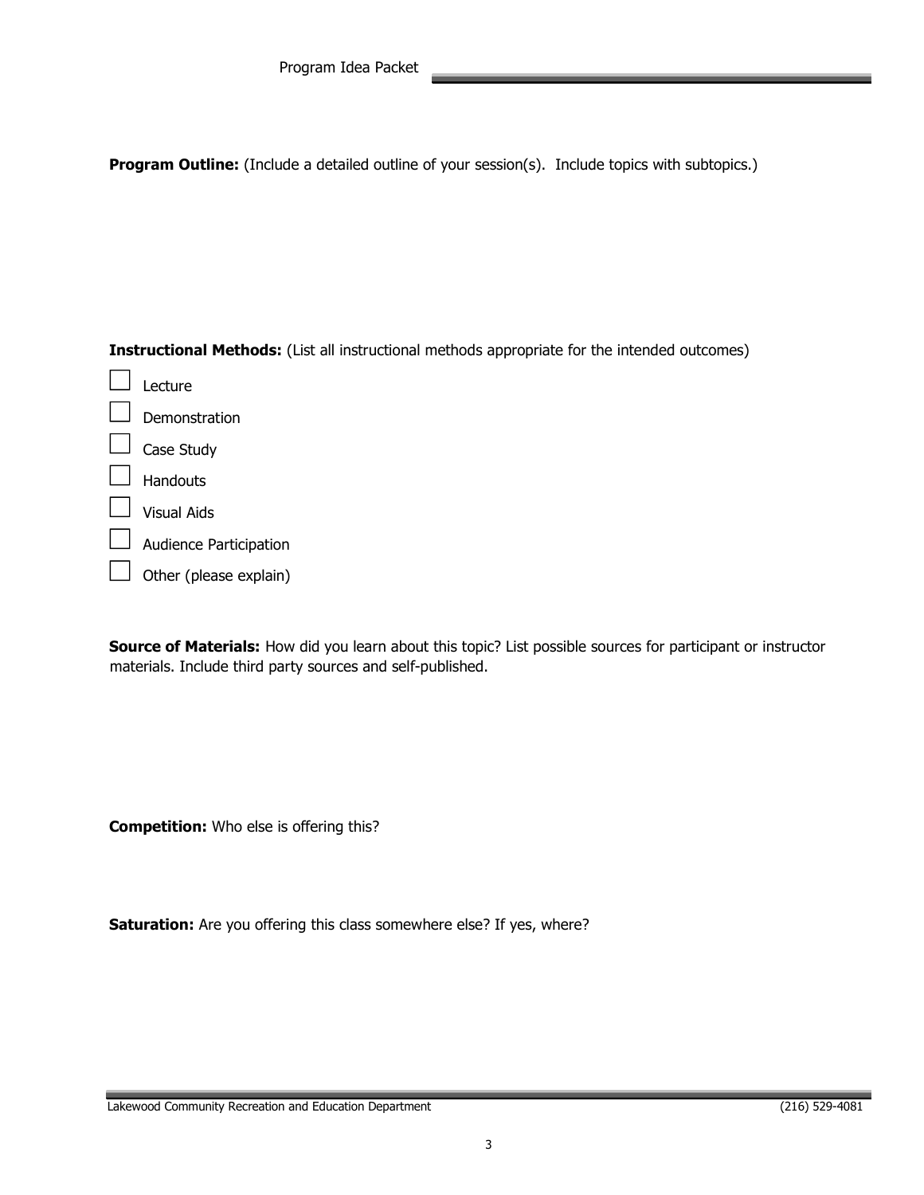**Program Outline:** (Include a detailed outline of your session(s). Include topics with subtopics.)

**Instructional Methods:** (List all instructional methods appropriate for the intended outcomes)

- ☐ Lecture
- ☐ Demonstration
- ☐ Case Study
- ☐ Handouts
- ☐ Visual Aids
- ☐ Audience Participation
- ☐ Other (please explain)

**Source of Materials:** How did you learn about this topic? List possible sources for participant or instructor materials. Include third party sources and self-published.

**Competition:** Who else is offering this?

**Saturation:** Are you offering this class somewhere else? If yes, where?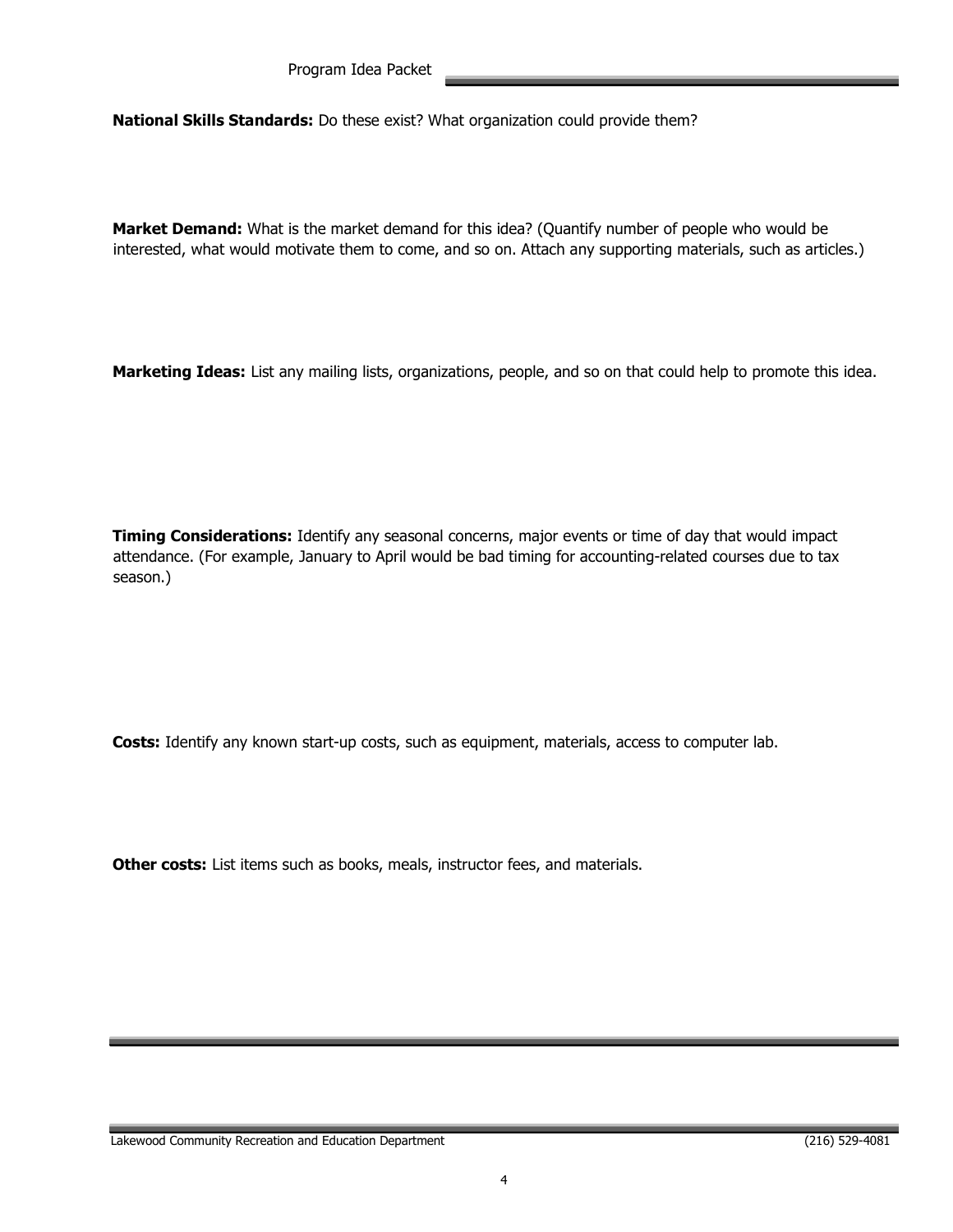**National Skills Standards:** Do these exist? What organization could provide them?

**Market Demand:** What is the market demand for this idea? (Quantify number of people who would be interested, what would motivate them to come, and so on. Attach any supporting materials, such as articles.)

**Marketing Ideas:** List any mailing lists, organizations, people, and so on that could help to promote this idea.

**Timing Considerations:** Identify any seasonal concerns, major events or time of day that would impact attendance. (For example, January to April would be bad timing for accounting-related courses due to tax season.)

**Costs:** Identify any known start-up costs, such as equipment, materials, access to computer lab.

**Other costs:** List items such as books, meals, instructor fees, and materials.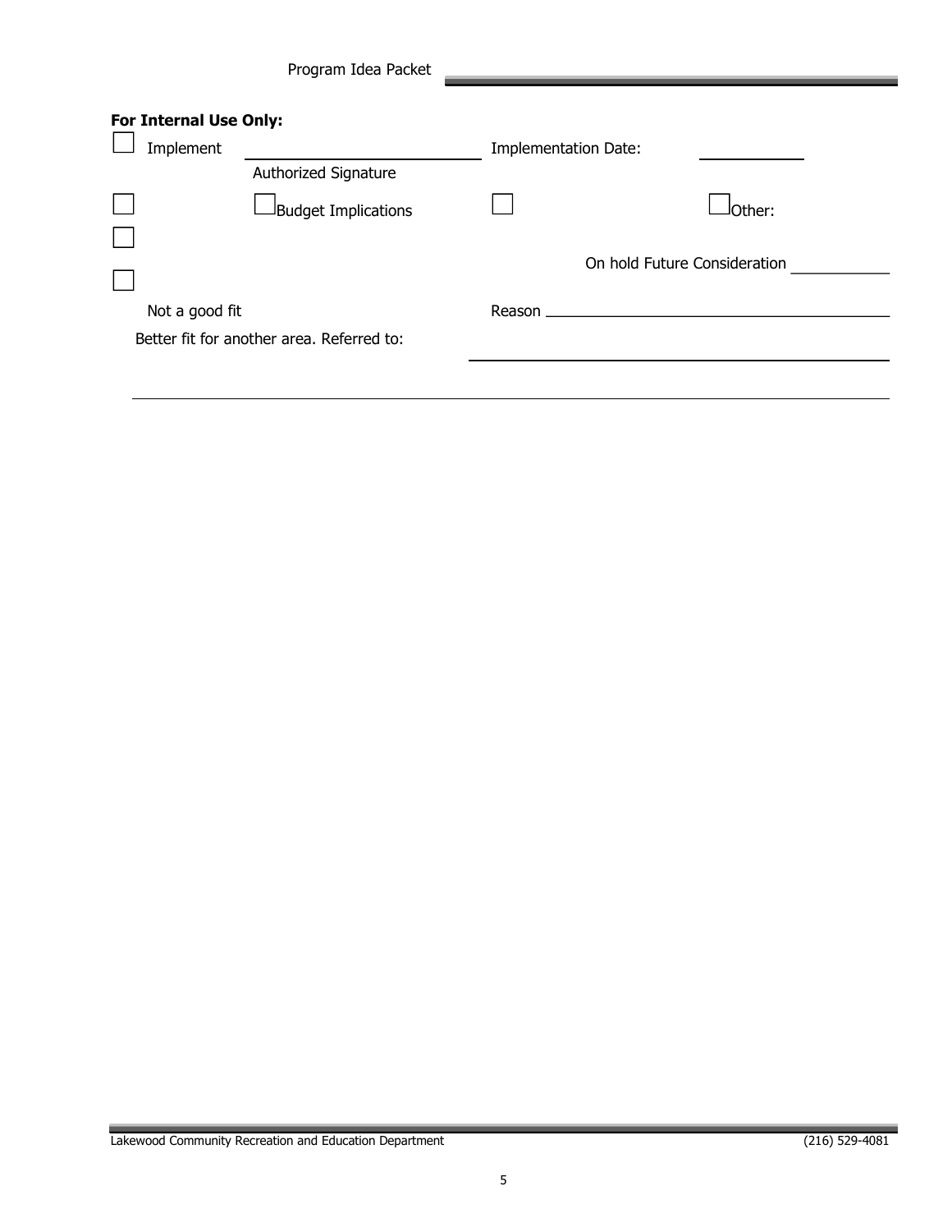**For Internal Use Only:**

☐ Implement \_\_\_\_\_\_\_\_\_\_\_\_\_\_\_\_\_\_\_\_ Implementation Date: \_\_\_\_\_\_\_\_\_\_

Authorized Signature

☐ ☐Budget Implications ☐ ☐Other:

☐

On hold Future Consideration \_\_\_\_\_\_\_\_\_\_

☐

Not a good fit Reason \_\_\_\_\_\_\_\_\_\_\_\_\_\_\_\_\_\_\_\_\_\_\_\_\_\_\_\_\_\_\_\_\_\_\_\_

Better fit for another area. Referred to: \_\_\_\_\_\_\_\_\_\_\_\_\_\_\_\_\_\_\_\_\_\_\_\_\_\_\_\_\_\_\_\_\_\_\_\_

\_\_\_\_\_\_\_\_\_\_\_\_\_\_\_\_\_\_\_\_\_\_\_\_\_\_\_\_\_\_\_\_\_\_\_\_\_\_\_\_\_\_\_\_\_\_\_\_\_\_\_\_\_\_\_\_\_\_\_\_\_\_\_\_\_\_\_\_\_\_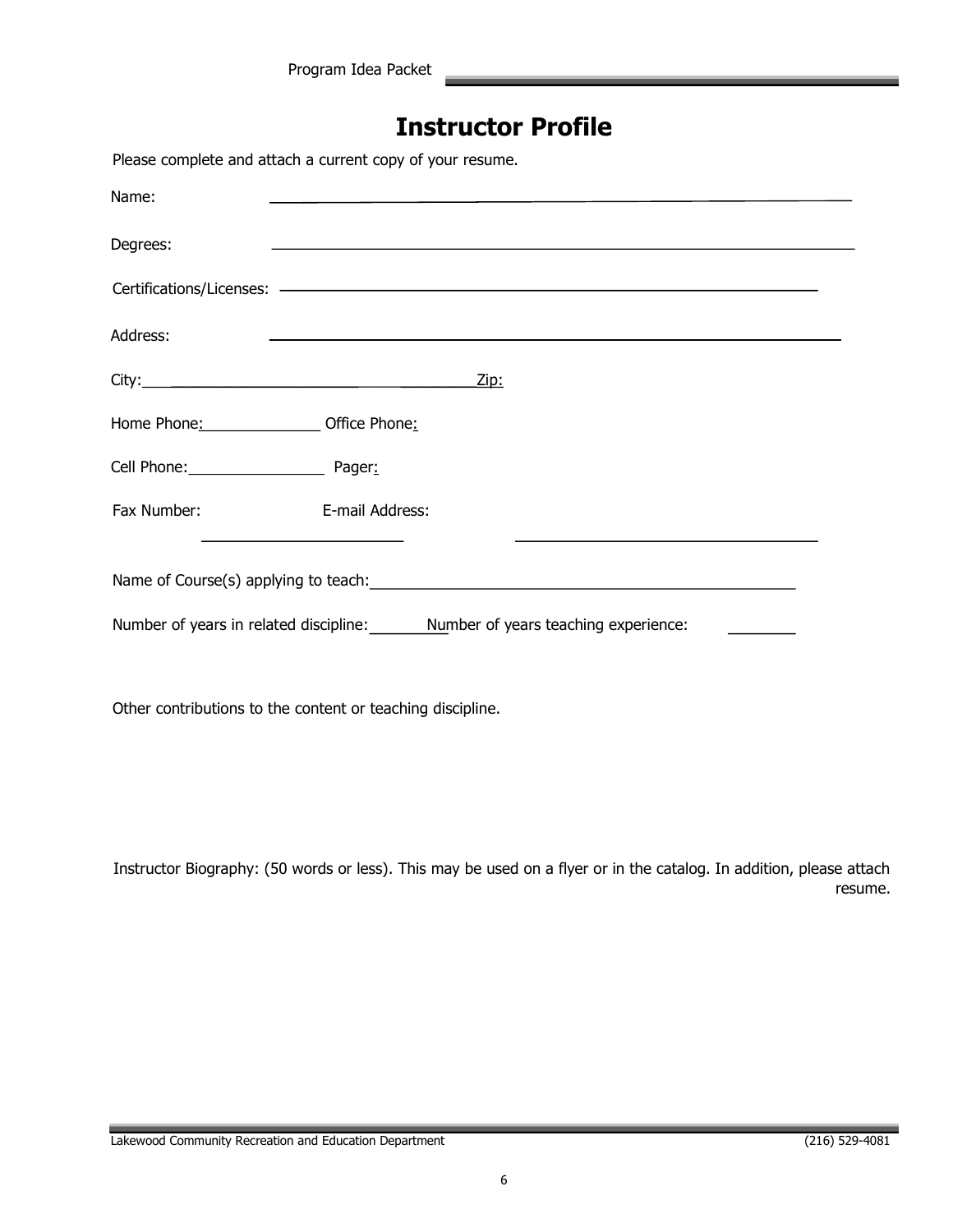# Instructor Profile

Please complete and attach a current copy of your resume.

Name: ______________________________

Degrees: ______________________________

Certifications/Licenses: ______________________________

Address: ______________________________

City: ______________________________ Zip:

Home Phone: ______________ Office Phone:

Cell Phone: ______________ Pager:

Fax Number: ______________ E-mail Address: ______________

Name of Course(s) applying to teach: ______________________________

Number of years in related discipline: ________ Number of years teaching experience: ________

Other contributions to the content or teaching discipline.

Instructor Biography: (50 words or less). This may be used on a flyer or in the catalog. In addition, please attach resume.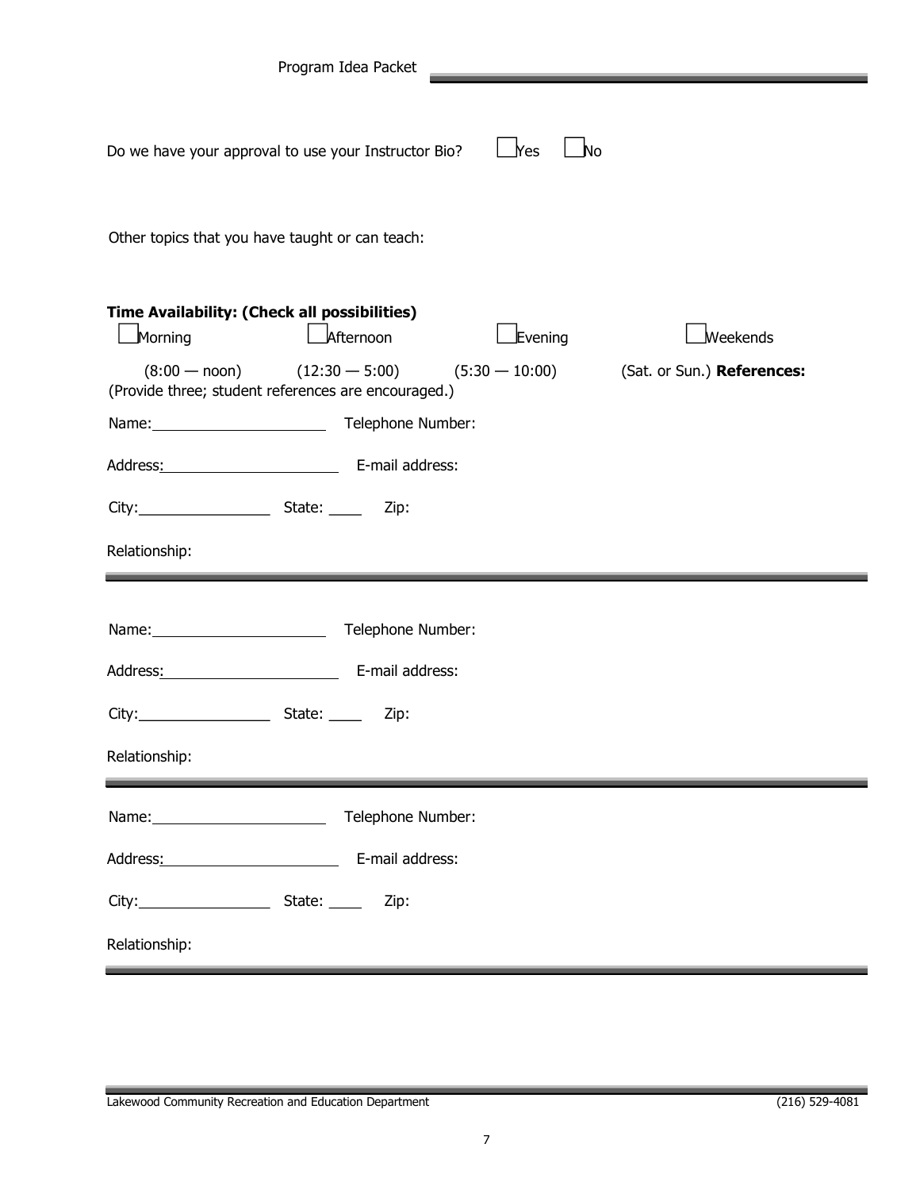Do we have your approval to use your Instructor Bio? ☐ Yes ☐ No

Other topics that you have taught or can teach:

**Time Availability: (Check all possibilities)**

☐ Morning (8:00 — noon) ☐ Afternoon (12:30 — 5:00) ☐ Evening (5:30 — 10:00) ☐ Weekends (Sat. or Sun.)

**References:**
(Provide three; student references are encouraged.)

Name:______________________ Telephone Number:

Address:______________________ E-mail address:

City:________________ State: ____ Zip:

Relationship:

---

Name:______________________ Telephone Number:

Address:______________________ E-mail address:

City:________________ State: ____ Zip:

Relationship:

---

Name:______________________ Telephone Number:

Address:______________________ E-mail address:

City:________________ State: ____ Zip:

Relationship:

---

Lakewood Community Recreation and Education Department (216) 529-4081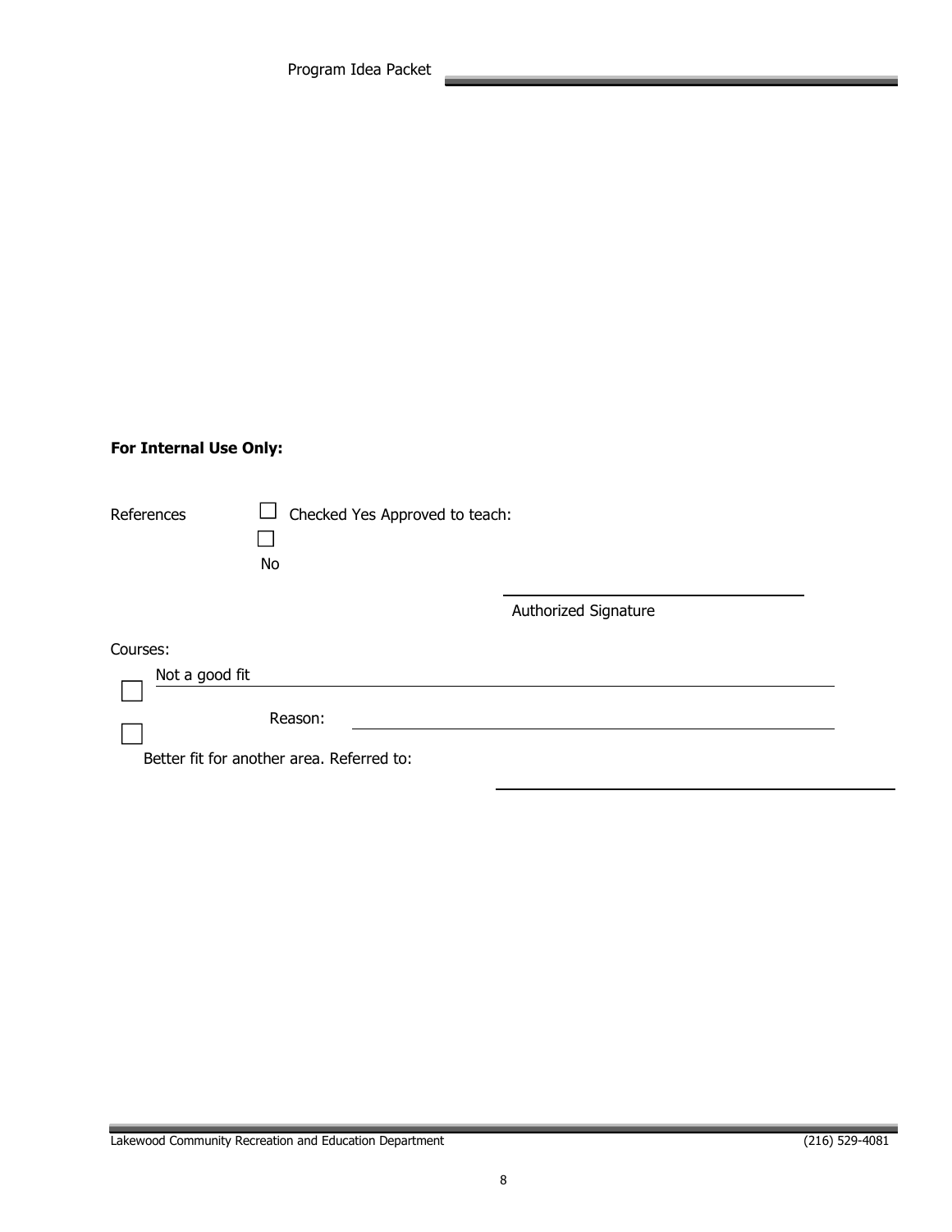**For Internal Use Only:**

References ☐ Checked Yes Approved to teach:

☐ No

\_\_\_\_\_\_\_\_\_\_\_\_\_\_\_\_\_\_\_\_\_\_\_\_\_\_\_\_\_\_

Authorized Signature

Courses:

☐ Not a good fit \_\_\_\_\_\_\_\_\_\_\_\_\_\_\_\_\_\_\_\_\_\_\_\_\_\_\_\_\_\_

Reason: \_\_\_\_\_\_\_\_\_\_\_\_\_\_\_\_\_\_\_\_\_\_\_\_\_\_\_\_\_\_

☐ Better fit for another area. Referred to: \_\_\_\_\_\_\_\_\_\_\_\_\_\_\_\_\_\_\_\_\_\_\_\_\_\_\_\_\_\_